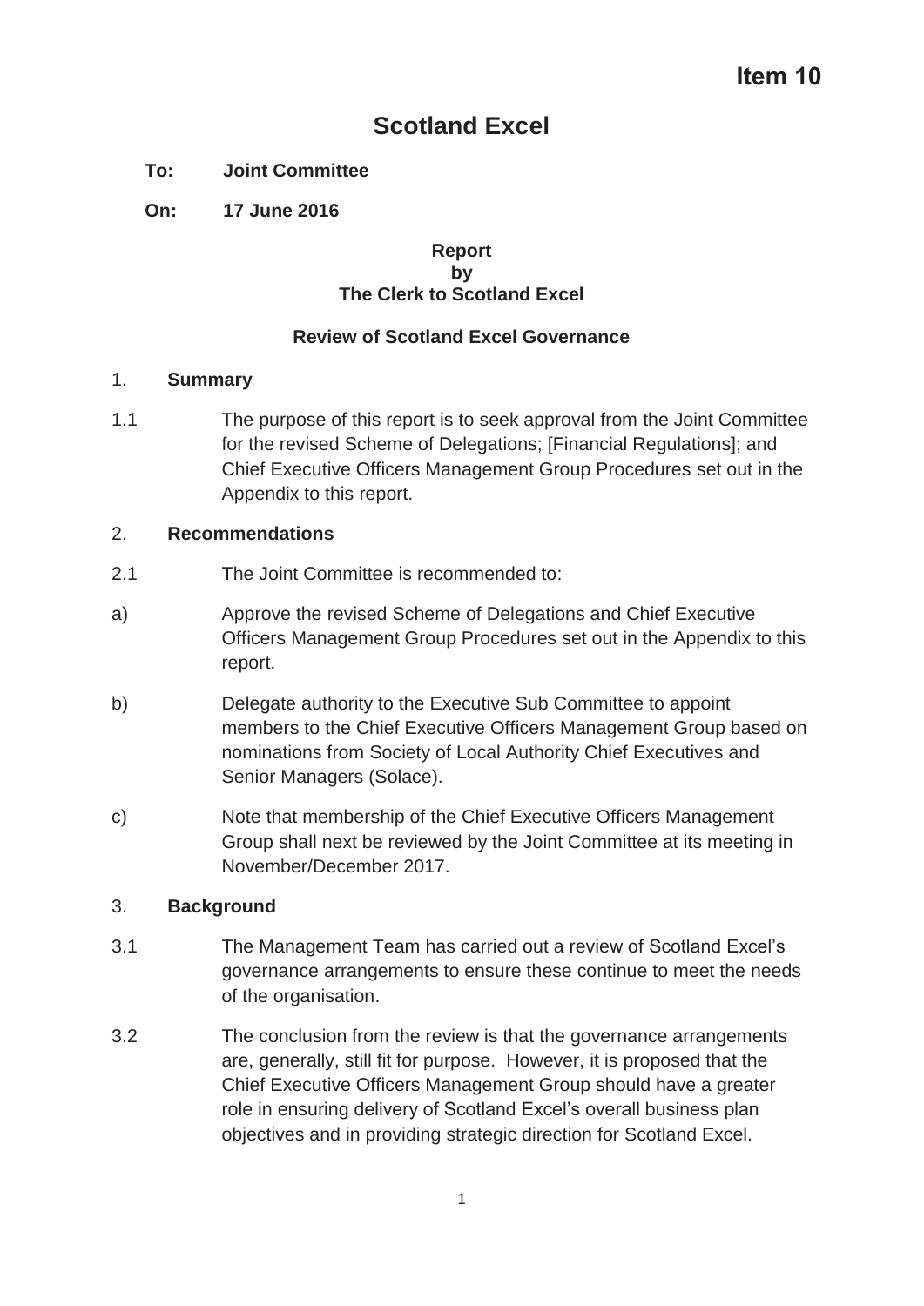**Item 10**

# Scotland Excel

**To: Joint Committee**

**On: 17 June 2016**

**Report**
**by**
**The Clerk to Scotland Excel**

**Review of Scotland Excel Governance**

## 1. Summary

1.1 The purpose of this report is to seek approval from the Joint Committee for the revised Scheme of Delegations; [Financial Regulations]; and Chief Executive Officers Management Group Procedures set out in the Appendix to this report.

## 2. Recommendations

2.1 The Joint Committee is recommended to:

a) Approve the revised Scheme of Delegations and Chief Executive Officers Management Group Procedures set out in the Appendix to this report.

b) Delegate authority to the Executive Sub Committee to appoint members to the Chief Executive Officers Management Group based on nominations from Society of Local Authority Chief Executives and Senior Managers (Solace).

c) Note that membership of the Chief Executive Officers Management Group shall next be reviewed by the Joint Committee at its meeting in November/December 2017.

## 3. Background

3.1 The Management Team has carried out a review of Scotland Excel's governance arrangements to ensure these continue to meet the needs of the organisation.

3.2 The conclusion from the review is that the governance arrangements are, generally, still fit for purpose. However, it is proposed that the Chief Executive Officers Management Group should have a greater role in ensuring delivery of Scotland Excel's overall business plan objectives and in providing strategic direction for Scotland Excel.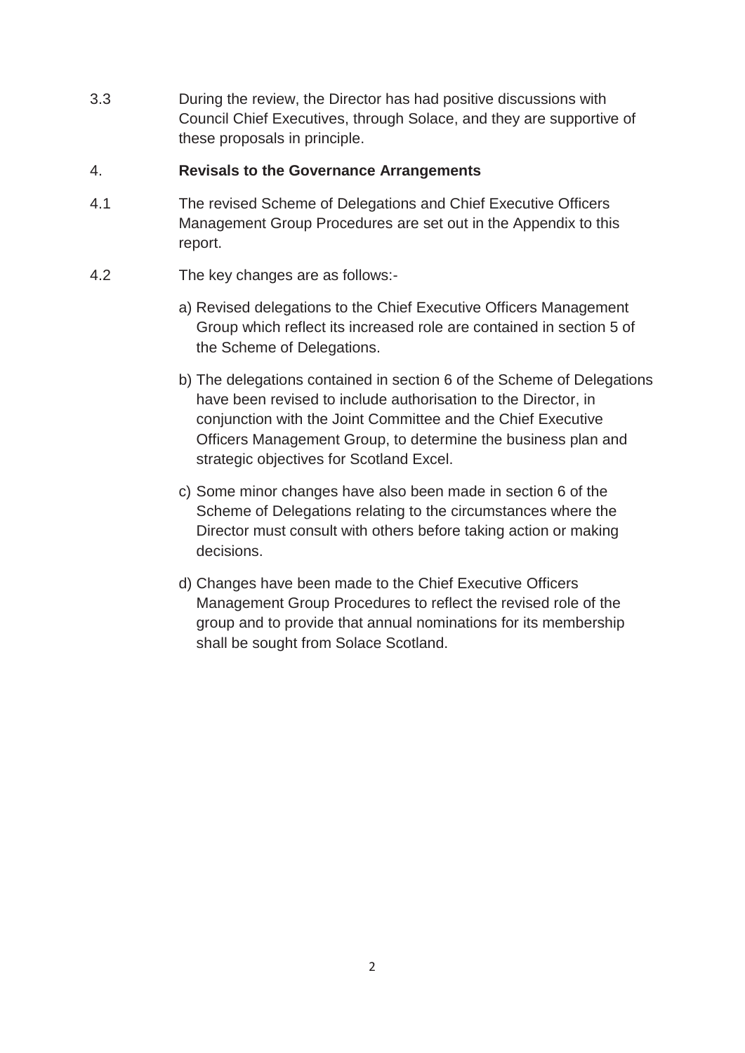3.3 During the review, the Director has had positive discussions with Council Chief Executives, through Solace, and they are supportive of these proposals in principle.

## 4. Revisals to the Governance Arrangements

4.1 The revised Scheme of Delegations and Chief Executive Officers Management Group Procedures are set out in the Appendix to this report.

4.2 The key changes are as follows:-

a) Revised delegations to the Chief Executive Officers Management Group which reflect its increased role are contained in section 5 of the Scheme of Delegations.

b) The delegations contained in section 6 of the Scheme of Delegations have been revised to include authorisation to the Director, in conjunction with the Joint Committee and the Chief Executive Officers Management Group, to determine the business plan and strategic objectives for Scotland Excel.

c) Some minor changes have also been made in section 6 of the Scheme of Delegations relating to the circumstances where the Director must consult with others before taking action or making decisions.

d) Changes have been made to the Chief Executive Officers Management Group Procedures to reflect the revised role of the group and to provide that annual nominations for its membership shall be sought from Solace Scotland.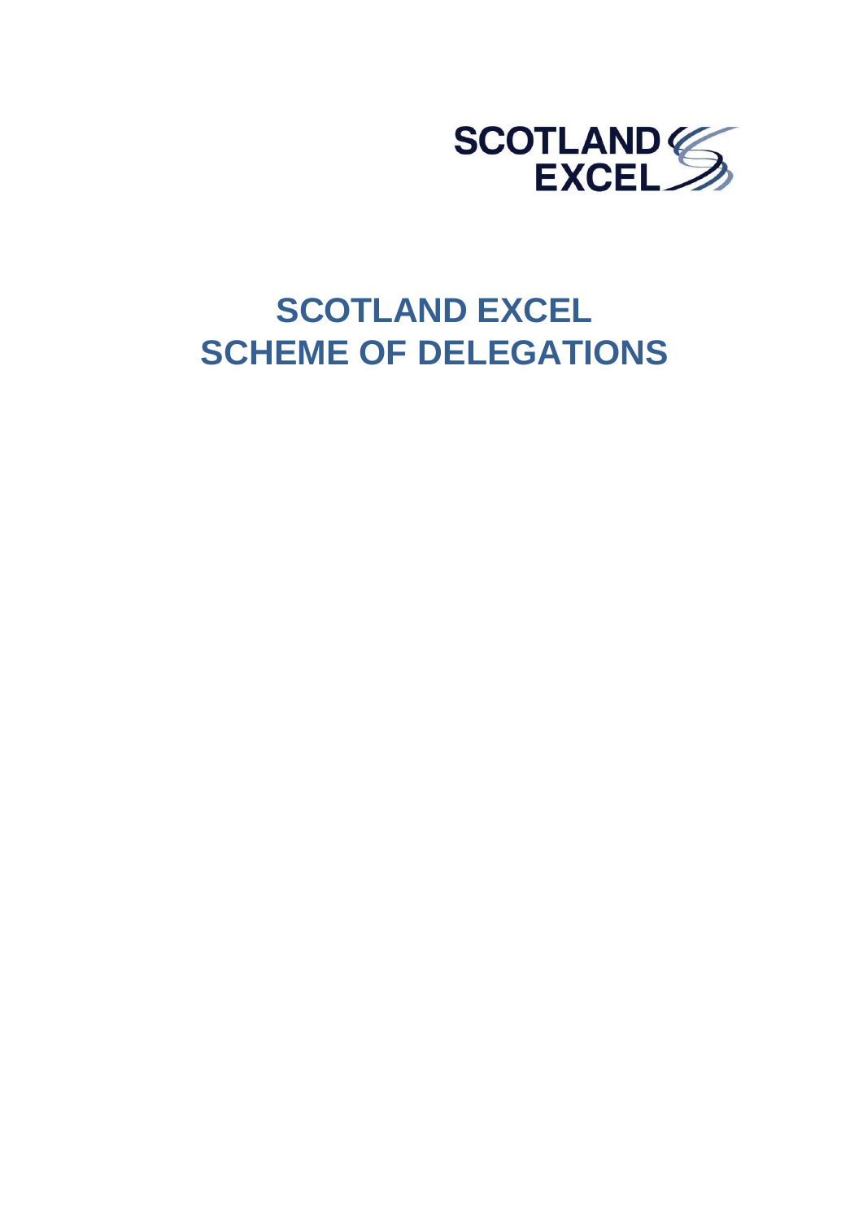SCOTLAND EXCEL

# SCOTLAND EXCEL
# SCHEME OF DELEGATIONS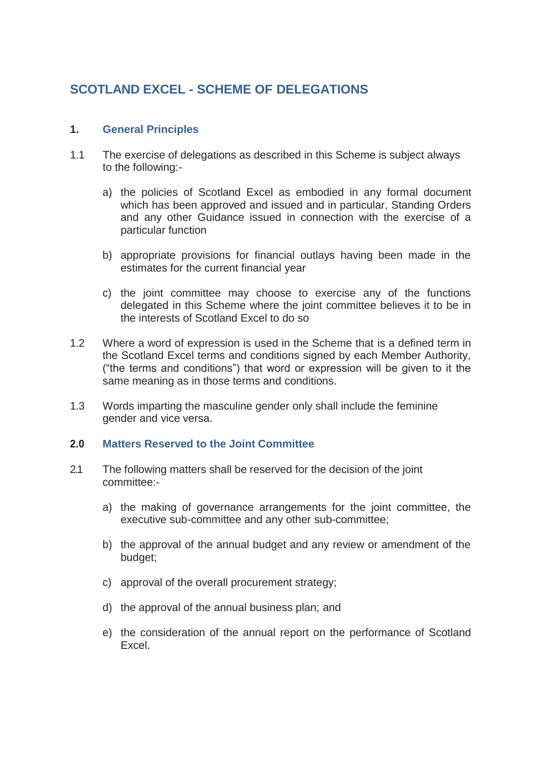# SCOTLAND EXCEL - SCHEME OF DELEGATIONS

## 1. General Principles

1.1 The exercise of delegations as described in this Scheme is subject always to the following:-

a) the policies of Scotland Excel as embodied in any formal document which has been approved and issued and in particular, Standing Orders and any other Guidance issued in connection with the exercise of a particular function

b) appropriate provisions for financial outlays having been made in the estimates for the current financial year

c) the joint committee may choose to exercise any of the functions delegated in this Scheme where the joint committee believes it to be in the interests of Scotland Excel to do so

1.2 Where a word of expression is used in the Scheme that is a defined term in the Scotland Excel terms and conditions signed by each Member Authority, ("the terms and conditions") that word or expression will be given to it the same meaning as in those terms and conditions.

1.3 Words imparting the masculine gender only shall include the feminine gender and vice versa.

## 2.0 Matters Reserved to the Joint Committee

2.1 The following matters shall be reserved for the decision of the joint committee:-

a) the making of governance arrangements for the joint committee, the executive sub-committee and any other sub-committee;

b) the approval of the annual budget and any review or amendment of the budget;

c) approval of the overall procurement strategy;

d) the approval of the annual business plan; and

e) the consideration of the annual report on the performance of Scotland Excel.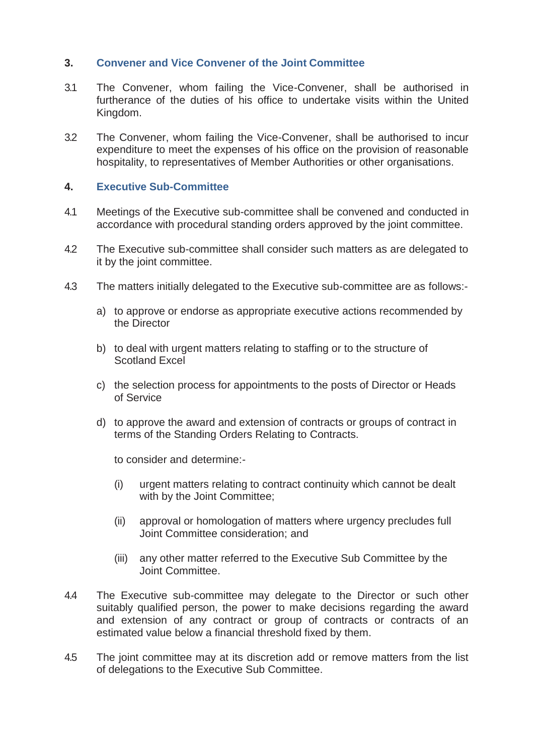## 3. Convener and Vice Convener of the Joint Committee

3.1 The Convener, whom failing the Vice-Convener, shall be authorised in furtherance of the duties of his office to undertake visits within the United Kingdom.

3.2 The Convener, whom failing the Vice-Convener, shall be authorised to incur expenditure to meet the expenses of his office on the provision of reasonable hospitality, to representatives of Member Authorities or other organisations.

## 4. Executive Sub-Committee

4.1 Meetings of the Executive sub-committee shall be convened and conducted in accordance with procedural standing orders approved by the joint committee.

4.2 The Executive sub-committee shall consider such matters as are delegated to it by the joint committee.

4.3 The matters initially delegated to the Executive sub-committee are as follows:-

a) to approve or endorse as appropriate executive actions recommended by the Director

b) to deal with urgent matters relating to staffing or to the structure of Scotland Excel

c) the selection process for appointments to the posts of Director or Heads of Service

d) to approve the award and extension of contracts or groups of contract in terms of the Standing Orders Relating to Contracts.

to consider and determine:-

(i) urgent matters relating to contract continuity which cannot be dealt with by the Joint Committee;

(ii) approval or homologation of matters where urgency precludes full Joint Committee consideration; and

(iii) any other matter referred to the Executive Sub Committee by the Joint Committee.

4.4 The Executive sub-committee may delegate to the Director or such other suitably qualified person, the power to make decisions regarding the award and extension of any contract or group of contracts or contracts of an estimated value below a financial threshold fixed by them.

4.5 The joint committee may at its discretion add or remove matters from the list of delegations to the Executive Sub Committee.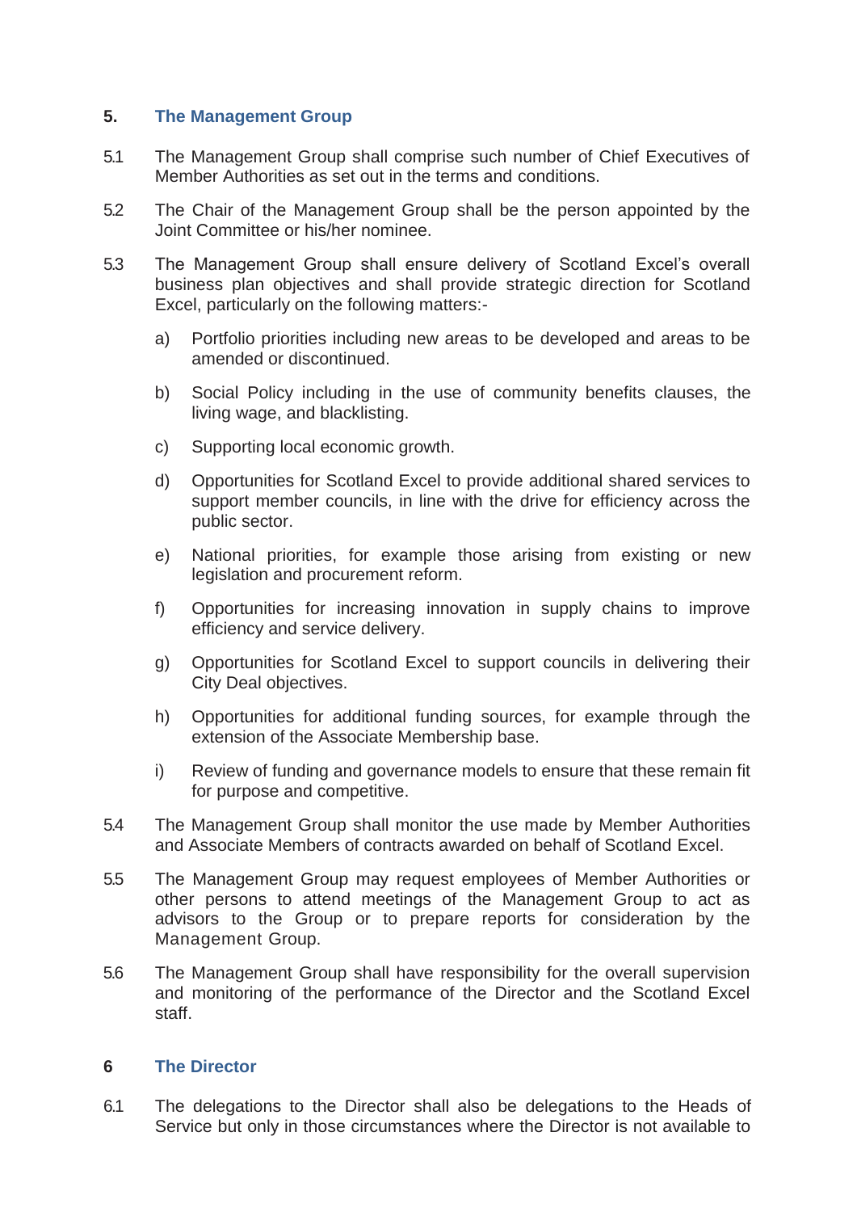## 5. The Management Group

5.1 The Management Group shall comprise such number of Chief Executives of Member Authorities as set out in the terms and conditions.

5.2 The Chair of the Management Group shall be the person appointed by the Joint Committee or his/her nominee.

5.3 The Management Group shall ensure delivery of Scotland Excel's overall business plan objectives and shall provide strategic direction for Scotland Excel, particularly on the following matters:-

a) Portfolio priorities including new areas to be developed and areas to be amended or discontinued.

b) Social Policy including in the use of community benefits clauses, the living wage, and blacklisting.

c) Supporting local economic growth.

d) Opportunities for Scotland Excel to provide additional shared services to support member councils, in line with the drive for efficiency across the public sector.

e) National priorities, for example those arising from existing or new legislation and procurement reform.

f) Opportunities for increasing innovation in supply chains to improve efficiency and service delivery.

g) Opportunities for Scotland Excel to support councils in delivering their City Deal objectives.

h) Opportunities for additional funding sources, for example through the extension of the Associate Membership base.

i) Review of funding and governance models to ensure that these remain fit for purpose and competitive.

5.4 The Management Group shall monitor the use made by Member Authorities and Associate Members of contracts awarded on behalf of Scotland Excel.

5.5 The Management Group may request employees of Member Authorities or other persons to attend meetings of the Management Group to act as advisors to the Group or to prepare reports for consideration by the Management Group.

5.6 The Management Group shall have responsibility for the overall supervision and monitoring of the performance of the Director and the Scotland Excel staff.

## 6 The Director

6.1 The delegations to the Director shall also be delegations to the Heads of Service but only in those circumstances where the Director is not available to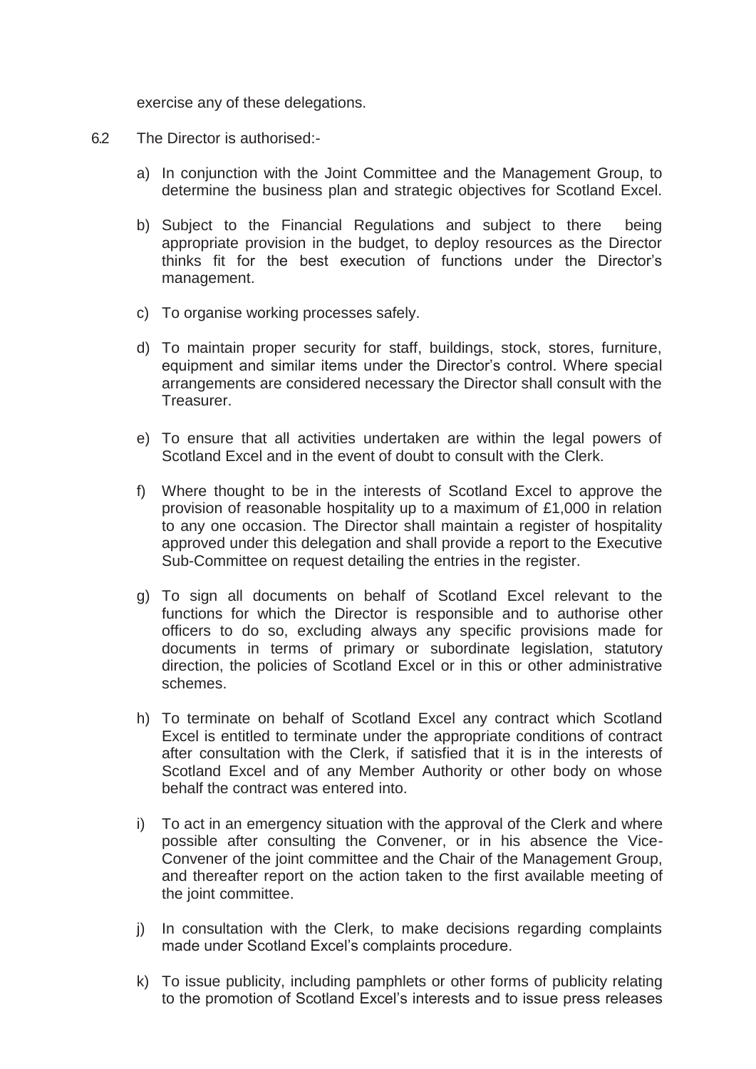exercise any of these delegations.

6.2 The Director is authorised:-

a) In conjunction with the Joint Committee and the Management Group, to determine the business plan and strategic objectives for Scotland Excel.

b) Subject to the Financial Regulations and subject to there being appropriate provision in the budget, to deploy resources as the Director thinks fit for the best execution of functions under the Director's management.

c) To organise working processes safely.

d) To maintain proper security for staff, buildings, stock, stores, furniture, equipment and similar items under the Director's control. Where special arrangements are considered necessary the Director shall consult with the Treasurer.

e) To ensure that all activities undertaken are within the legal powers of Scotland Excel and in the event of doubt to consult with the Clerk.

f) Where thought to be in the interests of Scotland Excel to approve the provision of reasonable hospitality up to a maximum of £1,000 in relation to any one occasion. The Director shall maintain a register of hospitality approved under this delegation and shall provide a report to the Executive Sub-Committee on request detailing the entries in the register.

g) To sign all documents on behalf of Scotland Excel relevant to the functions for which the Director is responsible and to authorise other officers to do so, excluding always any specific provisions made for documents in terms of primary or subordinate legislation, statutory direction, the policies of Scotland Excel or in this or other administrative schemes.

h) To terminate on behalf of Scotland Excel any contract which Scotland Excel is entitled to terminate under the appropriate conditions of contract after consultation with the Clerk, if satisfied that it is in the interests of Scotland Excel and of any Member Authority or other body on whose behalf the contract was entered into.

i) To act in an emergency situation with the approval of the Clerk and where possible after consulting the Convener, or in his absence the Vice-Convener of the joint committee and the Chair of the Management Group, and thereafter report on the action taken to the first available meeting of the joint committee.

j) In consultation with the Clerk, to make decisions regarding complaints made under Scotland Excel's complaints procedure.

k) To issue publicity, including pamphlets or other forms of publicity relating to the promotion of Scotland Excel's interests and to issue press releases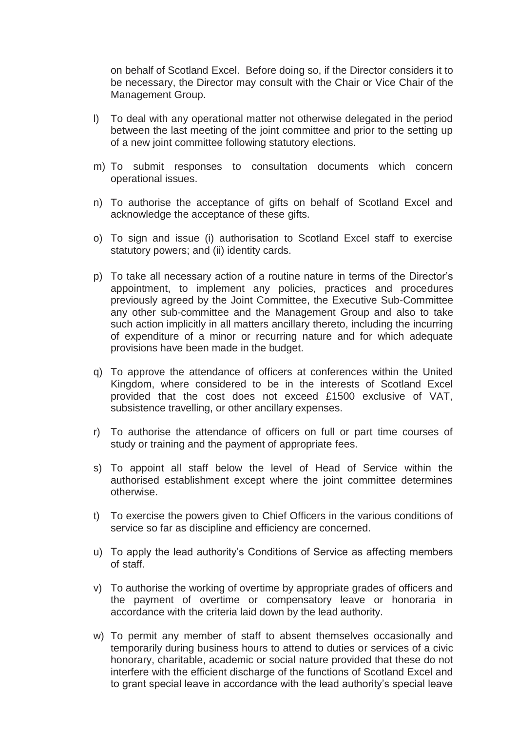on behalf of Scotland Excel. Before doing so, if the Director considers it to be necessary, the Director may consult with the Chair or Vice Chair of the Management Group.

l) To deal with any operational matter not otherwise delegated in the period between the last meeting of the joint committee and prior to the setting up of a new joint committee following statutory elections.

m) To submit responses to consultation documents which concern operational issues.

n) To authorise the acceptance of gifts on behalf of Scotland Excel and acknowledge the acceptance of these gifts.

o) To sign and issue (i) authorisation to Scotland Excel staff to exercise statutory powers; and (ii) identity cards.

p) To take all necessary action of a routine nature in terms of the Director's appointment, to implement any policies, practices and procedures previously agreed by the Joint Committee, the Executive Sub-Committee any other sub-committee and the Management Group and also to take such action implicitly in all matters ancillary thereto, including the incurring of expenditure of a minor or recurring nature and for which adequate provisions have been made in the budget.

q) To approve the attendance of officers at conferences within the United Kingdom, where considered to be in the interests of Scotland Excel provided that the cost does not exceed £1500 exclusive of VAT, subsistence travelling, or other ancillary expenses.

r) To authorise the attendance of officers on full or part time courses of study or training and the payment of appropriate fees.

s) To appoint all staff below the level of Head of Service within the authorised establishment except where the joint committee determines otherwise.

t) To exercise the powers given to Chief Officers in the various conditions of service so far as discipline and efficiency are concerned.

u) To apply the lead authority's Conditions of Service as affecting members of staff.

v) To authorise the working of overtime by appropriate grades of officers and the payment of overtime or compensatory leave or honoraria in accordance with the criteria laid down by the lead authority.

w) To permit any member of staff to absent themselves occasionally and temporarily during business hours to attend to duties or services of a civic honorary, charitable, academic or social nature provided that these do not interfere with the efficient discharge of the functions of Scotland Excel and to grant special leave in accordance with the lead authority's special leave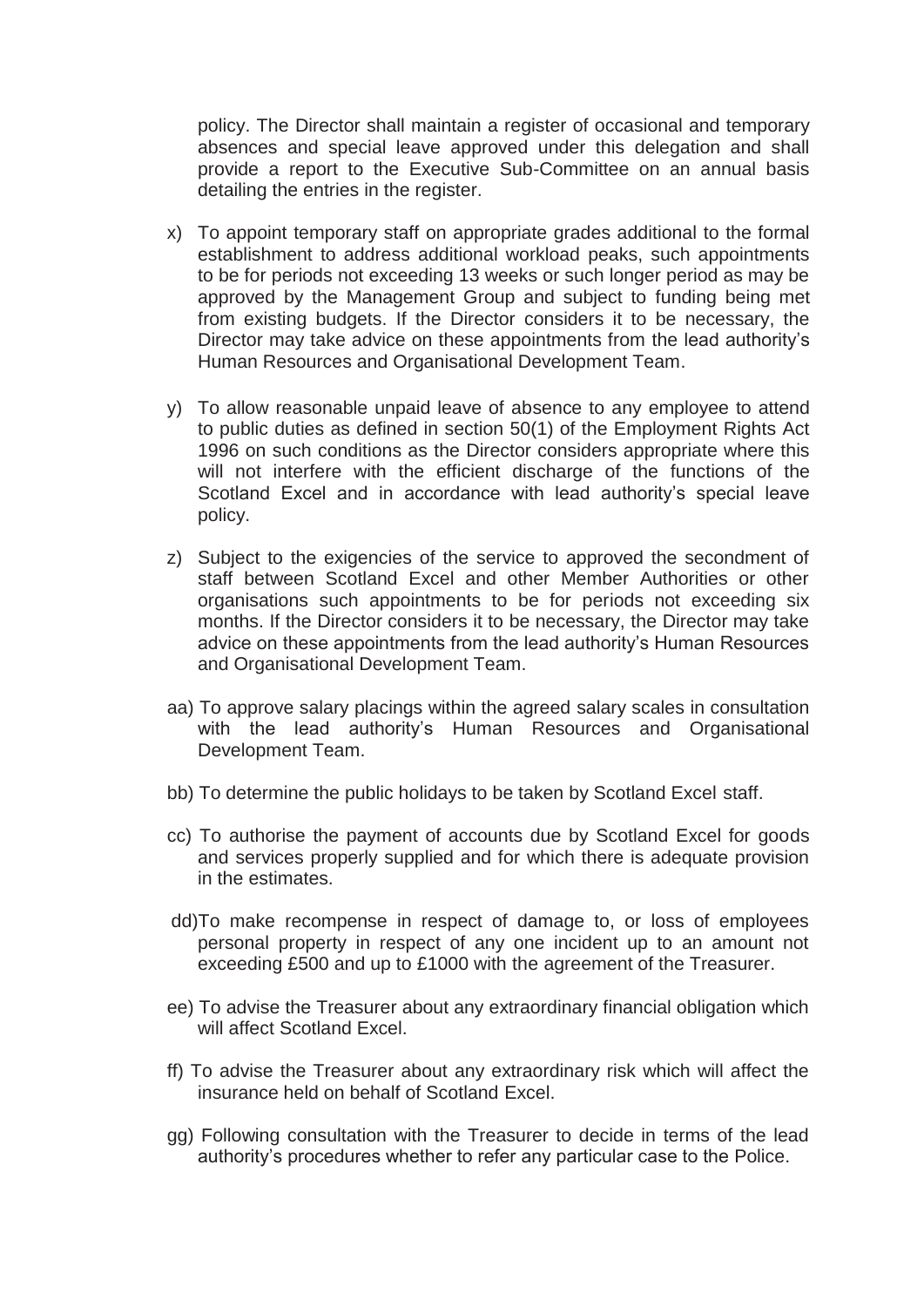policy. The Director shall maintain a register of occasional and temporary absences and special leave approved under this delegation and shall provide a report to the Executive Sub-Committee on an annual basis detailing the entries in the register.

x) To appoint temporary staff on appropriate grades additional to the formal establishment to address additional workload peaks, such appointments to be for periods not exceeding 13 weeks or such longer period as may be approved by the Management Group and subject to funding being met from existing budgets. If the Director considers it to be necessary, the Director may take advice on these appointments from the lead authority's Human Resources and Organisational Development Team.

y) To allow reasonable unpaid leave of absence to any employee to attend to public duties as defined in section 50(1) of the Employment Rights Act 1996 on such conditions as the Director considers appropriate where this will not interfere with the efficient discharge of the functions of the Scotland Excel and in accordance with lead authority's special leave policy.

z) Subject to the exigencies of the service to approved the secondment of staff between Scotland Excel and other Member Authorities or other organisations such appointments to be for periods not exceeding six months. If the Director considers it to be necessary, the Director may take advice on these appointments from the lead authority's Human Resources and Organisational Development Team.

aa) To approve salary placings within the agreed salary scales in consultation with the lead authority's Human Resources and Organisational Development Team.

bb) To determine the public holidays to be taken by Scotland Excel staff.

cc) To authorise the payment of accounts due by Scotland Excel for goods and services properly supplied and for which there is adequate provision in the estimates.

dd) To make recompense in respect of damage to, or loss of employees personal property in respect of any one incident up to an amount not exceeding £500 and up to £1000 with the agreement of the Treasurer.

ee) To advise the Treasurer about any extraordinary financial obligation which will affect Scotland Excel.

ff) To advise the Treasurer about any extraordinary risk which will affect the insurance held on behalf of Scotland Excel.

gg) Following consultation with the Treasurer to decide in terms of the lead authority's procedures whether to refer any particular case to the Police.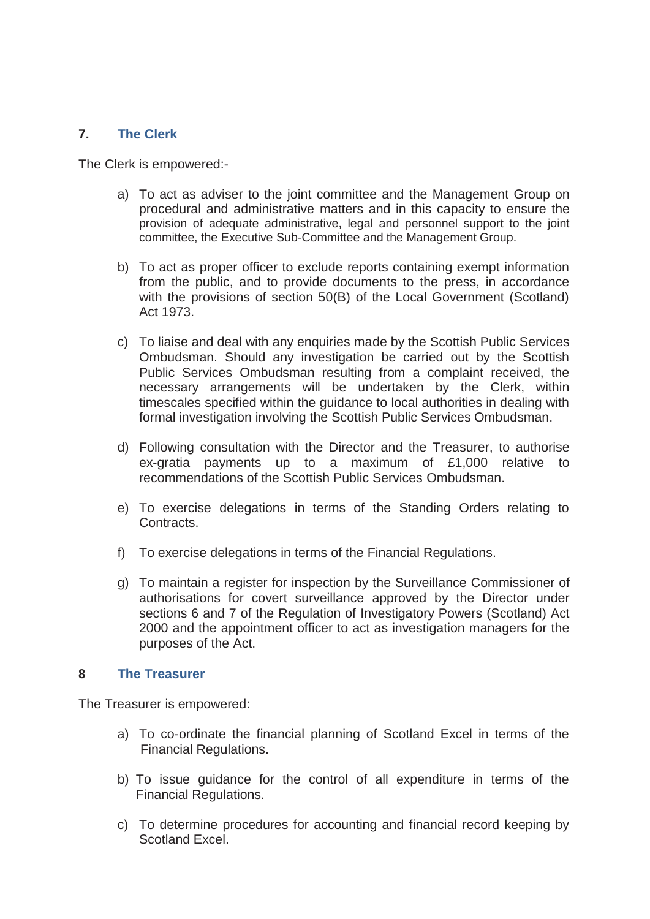## 7. The Clerk

The Clerk is empowered:-

a) To act as adviser to the joint committee and the Management Group on procedural and administrative matters and in this capacity to ensure the provision of adequate administrative, legal and personnel support to the joint committee, the Executive Sub-Committee and the Management Group.

b) To act as proper officer to exclude reports containing exempt information from the public, and to provide documents to the press, in accordance with the provisions of section 50(B) of the Local Government (Scotland) Act 1973.

c) To liaise and deal with any enquiries made by the Scottish Public Services Ombudsman. Should any investigation be carried out by the Scottish Public Services Ombudsman resulting from a complaint received, the necessary arrangements will be undertaken by the Clerk, within timescales specified within the guidance to local authorities in dealing with formal investigation involving the Scottish Public Services Ombudsman.

d) Following consultation with the Director and the Treasurer, to authorise ex-gratia payments up to a maximum of £1,000 relative to recommendations of the Scottish Public Services Ombudsman.

e) To exercise delegations in terms of the Standing Orders relating to Contracts.

f) To exercise delegations in terms of the Financial Regulations.

g) To maintain a register for inspection by the Surveillance Commissioner of authorisations for covert surveillance approved by the Director under sections 6 and 7 of the Regulation of Investigatory Powers (Scotland) Act 2000 and the appointment officer to act as investigation managers for the purposes of the Act.

## 8 The Treasurer

The Treasurer is empowered:

a) To co-ordinate the financial planning of Scotland Excel in terms of the Financial Regulations.

b) To issue guidance for the control of all expenditure in terms of the Financial Regulations.

c) To determine procedures for accounting and financial record keeping by Scotland Excel.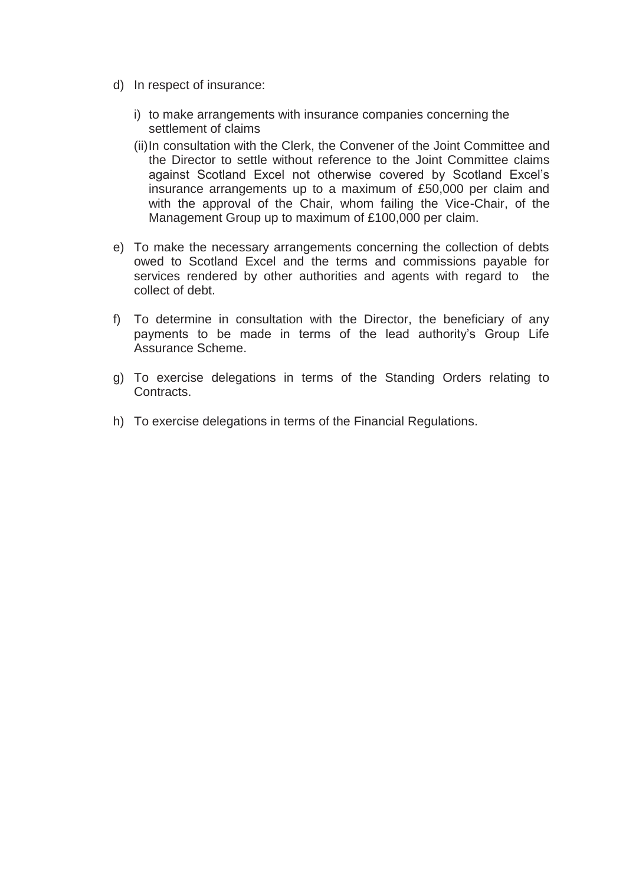d) In respect of insurance:

   i) to make arrangements with insurance companies concerning the settlement of claims

   (ii) In consultation with the Clerk, the Convener of the Joint Committee and the Director to settle without reference to the Joint Committee claims against Scotland Excel not otherwise covered by Scotland Excel's insurance arrangements up to a maximum of £50,000 per claim and with the approval of the Chair, whom failing the Vice-Chair, of the Management Group up to maximum of £100,000 per claim.

e) To make the necessary arrangements concerning the collection of debts owed to Scotland Excel and the terms and commissions payable for services rendered by other authorities and agents with regard to the collect of debt.

f) To determine in consultation with the Director, the beneficiary of any payments to be made in terms of the lead authority's Group Life Assurance Scheme.

g) To exercise delegations in terms of the Standing Orders relating to Contracts.

h) To exercise delegations in terms of the Financial Regulations.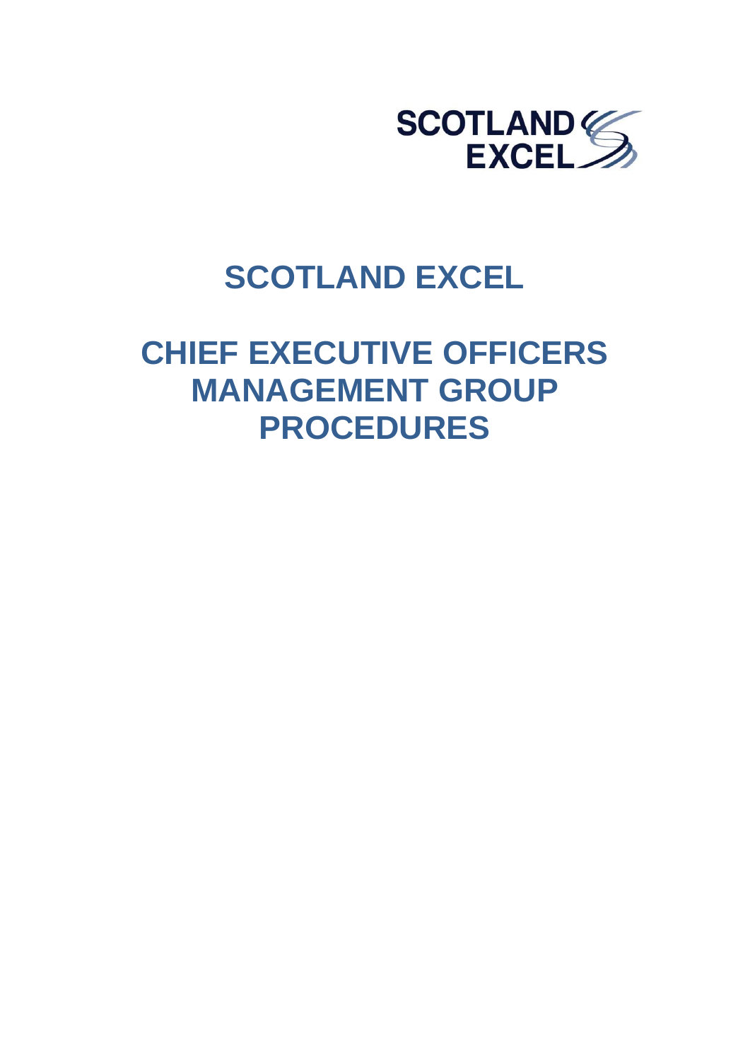SCOTLAND EXCEL

# SCOTLAND EXCEL

# CHIEF EXECUTIVE OFFICERS MANAGEMENT GROUP PROCEDURES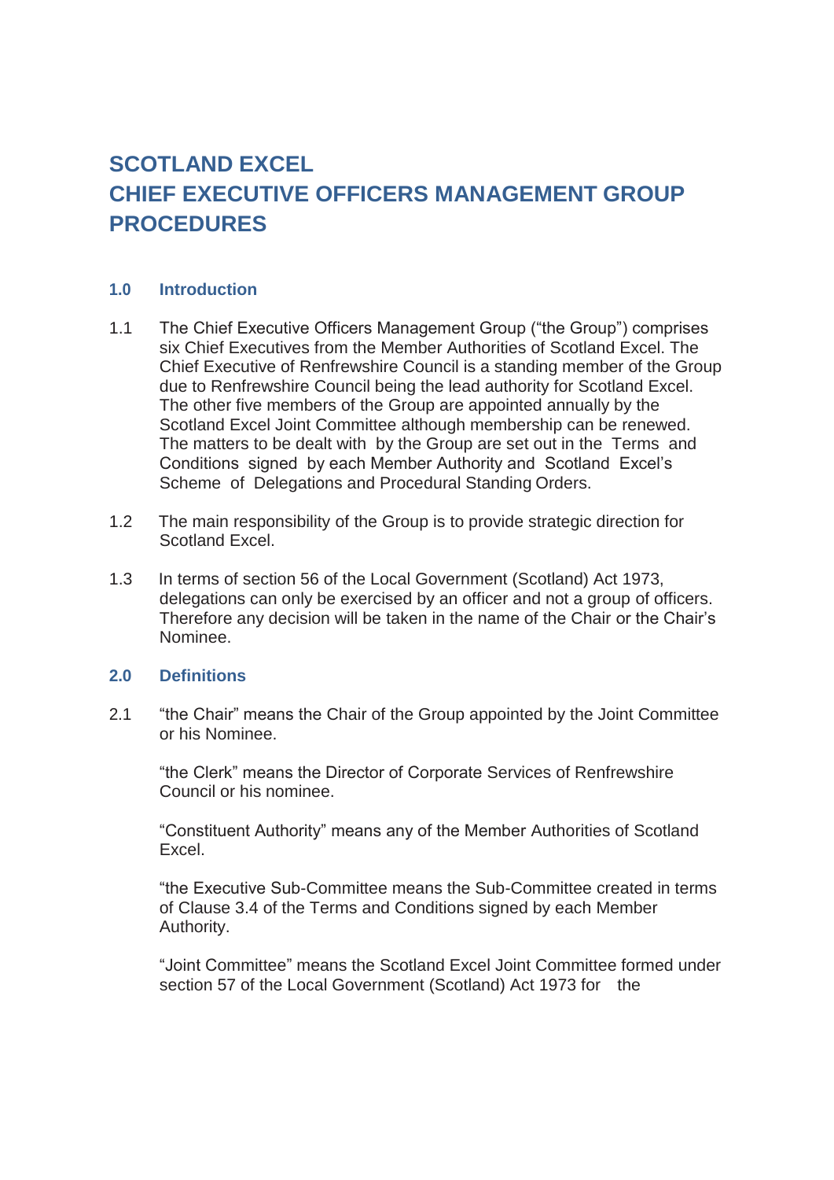# SCOTLAND EXCEL
# CHIEF EXECUTIVE OFFICERS MANAGEMENT GROUP PROCEDURES

## 1.0 Introduction

1.1 The Chief Executive Officers Management Group ("the Group") comprises six Chief Executives from the Member Authorities of Scotland Excel. The Chief Executive of Renfrewshire Council is a standing member of the Group due to Renfrewshire Council being the lead authority for Scotland Excel. The other five members of the Group are appointed annually by the Scotland Excel Joint Committee although membership can be renewed. The matters to be dealt with by the Group are set out in the Terms and Conditions signed by each Member Authority and Scotland Excel's Scheme of Delegations and Procedural Standing Orders.

1.2 The main responsibility of the Group is to provide strategic direction for Scotland Excel.

1.3 In terms of section 56 of the Local Government (Scotland) Act 1973, delegations can only be exercised by an officer and not a group of officers. Therefore any decision will be taken in the name of the Chair or the Chair's Nominee.

## 2.0 Definitions

2.1 "the Chair" means the Chair of the Group appointed by the Joint Committee or his Nominee.

"the Clerk" means the Director of Corporate Services of Renfrewshire Council or his nominee.

"Constituent Authority" means any of the Member Authorities of Scotland Excel.

"the Executive Sub-Committee means the Sub-Committee created in terms of Clause 3.4 of the Terms and Conditions signed by each Member Authority.

"Joint Committee" means the Scotland Excel Joint Committee formed under section 57 of the Local Government (Scotland) Act 1973 for the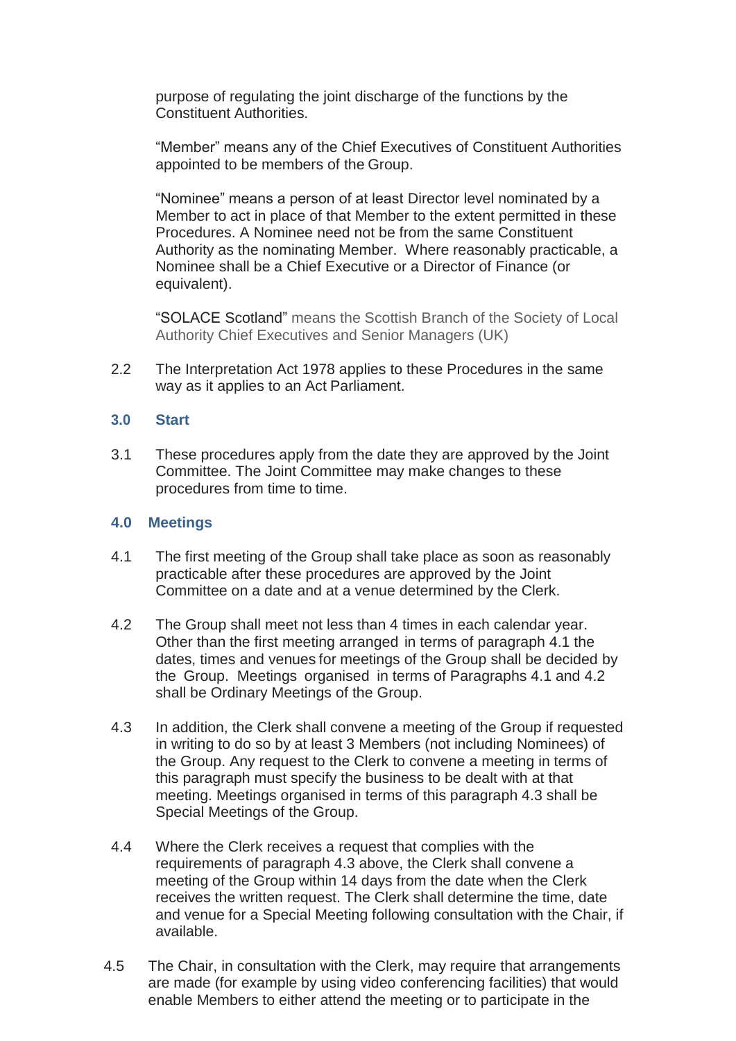purpose of regulating the joint discharge of the functions by the Constituent Authorities.

"Member" means any of the Chief Executives of Constituent Authorities appointed to be members of the Group.

"Nominee" means a person of at least Director level nominated by a Member to act in place of that Member to the extent permitted in these Procedures. A Nominee need not be from the same Constituent Authority as the nominating Member. Where reasonably practicable, a Nominee shall be a Chief Executive or a Director of Finance (or equivalent).

"SOLACE Scotland" means the Scottish Branch of the Society of Local Authority Chief Executives and Senior Managers (UK)

2.2 The Interpretation Act 1978 applies to these Procedures in the same way as it applies to an Act Parliament.

## 3.0 Start

3.1 These procedures apply from the date they are approved by the Joint Committee. The Joint Committee may make changes to these procedures from time to time.

## 4.0 Meetings

4.1 The first meeting of the Group shall take place as soon as reasonably practicable after these procedures are approved by the Joint Committee on a date and at a venue determined by the Clerk.

4.2 The Group shall meet not less than 4 times in each calendar year. Other than the first meeting arranged in terms of paragraph 4.1 the dates, times and venues for meetings of the Group shall be decided by the Group. Meetings organised in terms of Paragraphs 4.1 and 4.2 shall be Ordinary Meetings of the Group.

4.3 In addition, the Clerk shall convene a meeting of the Group if requested in writing to do so by at least 3 Members (not including Nominees) of the Group. Any request to the Clerk to convene a meeting in terms of this paragraph must specify the business to be dealt with at that meeting. Meetings organised in terms of this paragraph 4.3 shall be Special Meetings of the Group.

4.4 Where the Clerk receives a request that complies with the requirements of paragraph 4.3 above, the Clerk shall convene a meeting of the Group within 14 days from the date when the Clerk receives the written request. The Clerk shall determine the time, date and venue for a Special Meeting following consultation with the Chair, if available.

4.5 The Chair, in consultation with the Clerk, may require that arrangements are made (for example by using video conferencing facilities) that would enable Members to either attend the meeting or to participate in the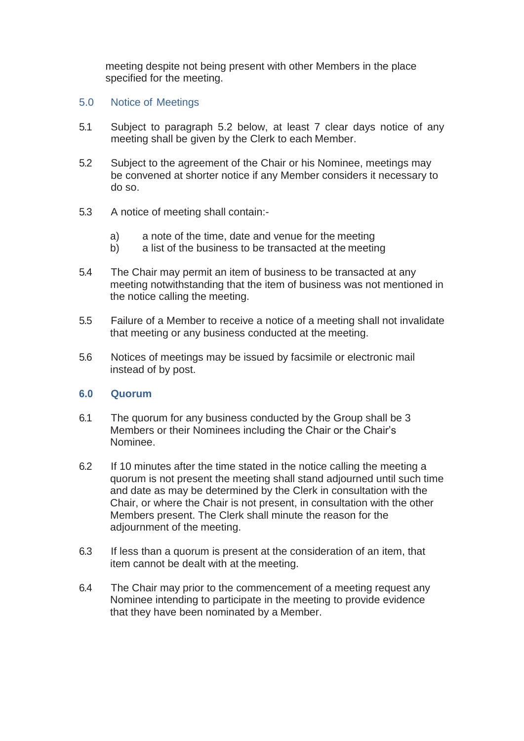meeting despite not being present with other Members in the place specified for the meeting.

## 5.0 Notice of Meetings

5.1 Subject to paragraph 5.2 below, at least 7 clear days notice of any meeting shall be given by the Clerk to each Member.

5.2 Subject to the agreement of the Chair or his Nominee, meetings may be convened at shorter notice if any Member considers it necessary to do so.

5.3 A notice of meeting shall contain:-

a) a note of the time, date and venue for the meeting
b) a list of the business to be transacted at the meeting

5.4 The Chair may permit an item of business to be transacted at any meeting notwithstanding that the item of business was not mentioned in the notice calling the meeting.

5.5 Failure of a Member to receive a notice of a meeting shall not invalidate that meeting or any business conducted at the meeting.

5.6 Notices of meetings may be issued by facsimile or electronic mail instead of by post.

## 6.0 Quorum

6.1 The quorum for any business conducted by the Group shall be 3 Members or their Nominees including the Chair or the Chair's Nominee.

6.2 If 10 minutes after the time stated in the notice calling the meeting a quorum is not present the meeting shall stand adjourned until such time and date as may be determined by the Clerk in consultation with the Chair, or where the Chair is not present, in consultation with the other Members present. The Clerk shall minute the reason for the adjournment of the meeting.

6.3 If less than a quorum is present at the consideration of an item, that item cannot be dealt with at the meeting.

6.4 The Chair may prior to the commencement of a meeting request any Nominee intending to participate in the meeting to provide evidence that they have been nominated by a Member.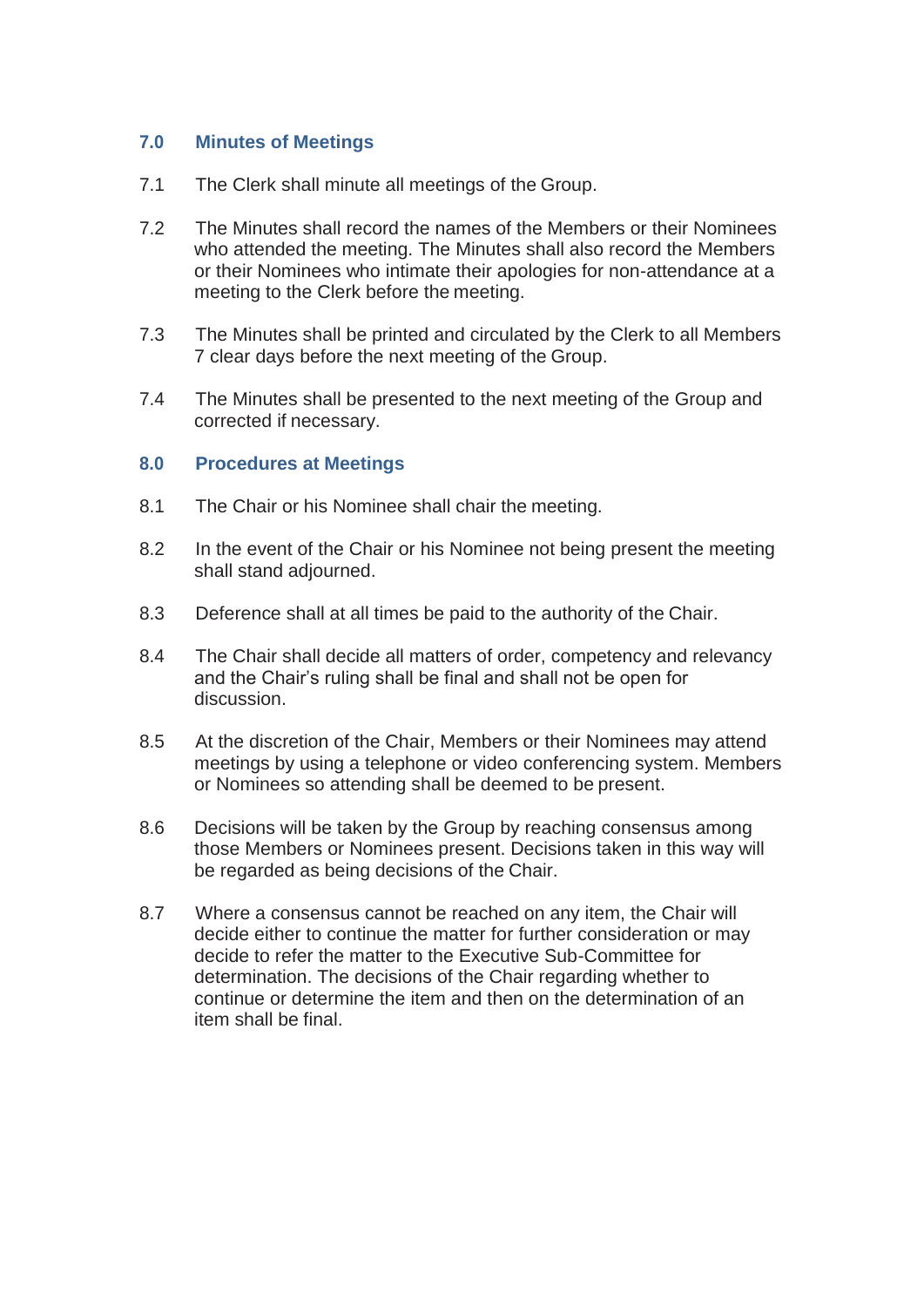## 7.0 Minutes of Meetings

7.1 The Clerk shall minute all meetings of the Group.

7.2 The Minutes shall record the names of the Members or their Nominees who attended the meeting. The Minutes shall also record the Members or their Nominees who intimate their apologies for non-attendance at a meeting to the Clerk before the meeting.

7.3 The Minutes shall be printed and circulated by the Clerk to all Members 7 clear days before the next meeting of the Group.

7.4 The Minutes shall be presented to the next meeting of the Group and corrected if necessary.

## 8.0 Procedures at Meetings

8.1 The Chair or his Nominee shall chair the meeting.

8.2 In the event of the Chair or his Nominee not being present the meeting shall stand adjourned.

8.3 Deference shall at all times be paid to the authority of the Chair.

8.4 The Chair shall decide all matters of order, competency and relevancy and the Chair's ruling shall be final and shall not be open for discussion.

8.5 At the discretion of the Chair, Members or their Nominees may attend meetings by using a telephone or video conferencing system. Members or Nominees so attending shall be deemed to be present.

8.6 Decisions will be taken by the Group by reaching consensus among those Members or Nominees present. Decisions taken in this way will be regarded as being decisions of the Chair.

8.7 Where a consensus cannot be reached on any item, the Chair will decide either to continue the matter for further consideration or may decide to refer the matter to the Executive Sub-Committee for determination. The decisions of the Chair regarding whether to continue or determine the item and then on the determination of an item shall be final.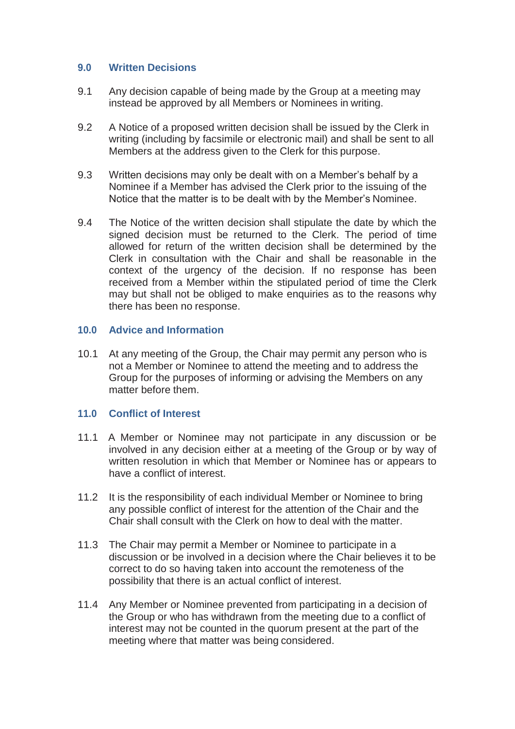## 9.0 Written Decisions

9.1 Any decision capable of being made by the Group at a meeting may instead be approved by all Members or Nominees in writing.

9.2 A Notice of a proposed written decision shall be issued by the Clerk in writing (including by facsimile or electronic mail) and shall be sent to all Members at the address given to the Clerk for this purpose.

9.3 Written decisions may only be dealt with on a Member's behalf by a Nominee if a Member has advised the Clerk prior to the issuing of the Notice that the matter is to be dealt with by the Member's Nominee.

9.4 The Notice of the written decision shall stipulate the date by which the signed decision must be returned to the Clerk. The period of time allowed for return of the written decision shall be determined by the Clerk in consultation with the Chair and shall be reasonable in the context of the urgency of the decision. If no response has been received from a Member within the stipulated period of time the Clerk may but shall not be obliged to make enquiries as to the reasons why there has been no response.

## 10.0 Advice and Information

10.1 At any meeting of the Group, the Chair may permit any person who is not a Member or Nominee to attend the meeting and to address the Group for the purposes of informing or advising the Members on any matter before them.

## 11.0 Conflict of Interest

11.1 A Member or Nominee may not participate in any discussion or be involved in any decision either at a meeting of the Group or by way of written resolution in which that Member or Nominee has or appears to have a conflict of interest.

11.2 It is the responsibility of each individual Member or Nominee to bring any possible conflict of interest for the attention of the Chair and the Chair shall consult with the Clerk on how to deal with the matter.

11.3 The Chair may permit a Member or Nominee to participate in a discussion or be involved in a decision where the Chair believes it to be correct to do so having taken into account the remoteness of the possibility that there is an actual conflict of interest.

11.4 Any Member or Nominee prevented from participating in a decision of the Group or who has withdrawn from the meeting due to a conflict of interest may not be counted in the quorum present at the part of the meeting where that matter was being considered.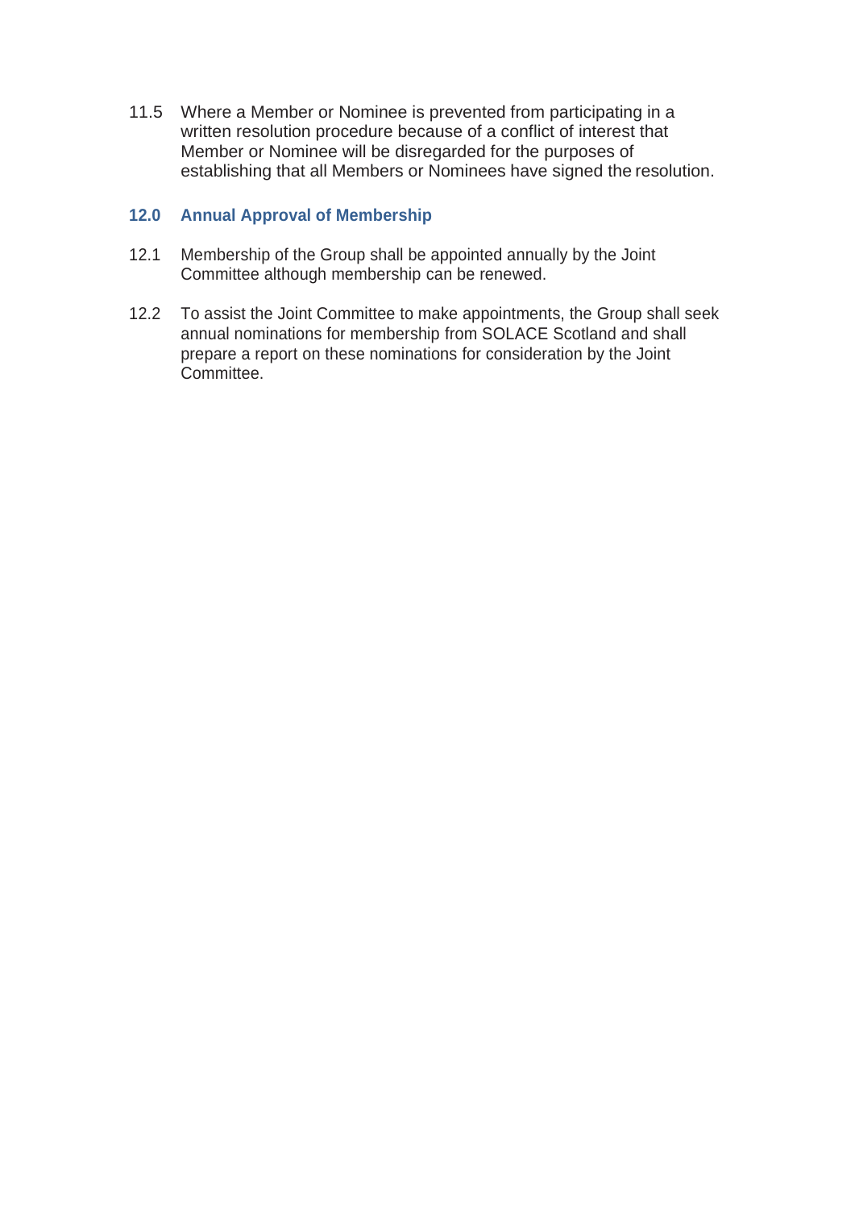11.5 Where a Member or Nominee is prevented from participating in a written resolution procedure because of a conflict of interest that Member or Nominee will be disregarded for the purposes of establishing that all Members or Nominees have signed the resolution.

## 12.0 Annual Approval of Membership

12.1 Membership of the Group shall be appointed annually by the Joint Committee although membership can be renewed.

12.2 To assist the Joint Committee to make appointments, the Group shall seek annual nominations for membership from SOLACE Scotland and shall prepare a report on these nominations for consideration by the Joint Committee.